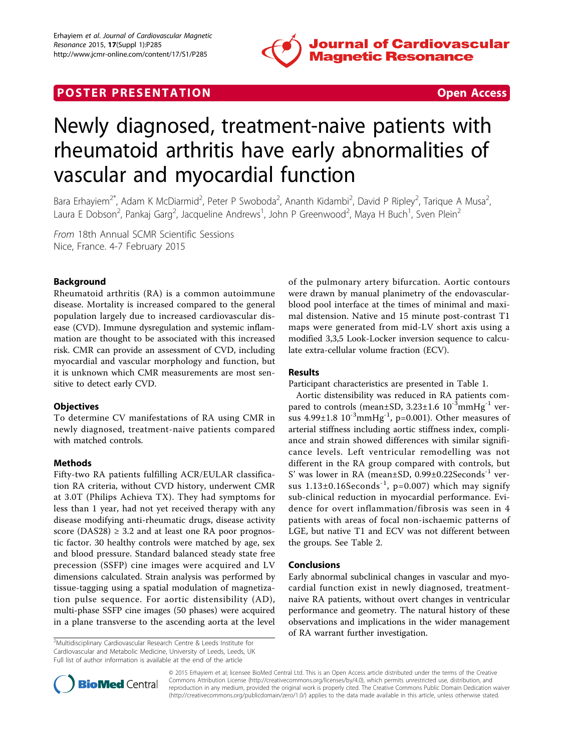POSTER PRESENTATION Open Access

# Newly diagnosed, treatment-naive patients with rheumatoid arthritis have early abnormalities of vascular and myocardial function

Bara Erhayiem[2*], Adam K McDiarmid[2], Peter P Swoboda[2], Ananth Kidambi[2], David P Ripley[2], Tarique A Musa[2], Laura E Dobson[2], Pankaj Garg[2], Jacqueline Andrews[1], John P Greenwood[2], Maya H Buch[1], Sven Plein[2]

*From* 18th Annual SCMR Scientific Sessions
Nice, France. 4-7 February 2015

## Background

Rheumatoid arthritis (RA) is a common autoimmune disease. Mortality is increased compared to the general population largely due to increased cardiovascular disease (CVD). Immune dysregulation and systemic inflammation are thought to be associated with this increased risk. CMR can provide an assessment of CVD, including myocardial and vascular morphology and function, but it is unknown which CMR measurements are most sensitive to detect early CVD.

## Objectives

To determine CV manifestations of RA using CMR in newly diagnosed, treatment-naive patients compared with matched controls.

## Methods

Fifty-two RA patients fulfilling ACR/EULAR classification RA criteria, without CVD history, underwent CMR at 3.0T (Philips Achieva TX). They had symptoms for less than 1 year, had not yet received therapy with any disease modifying anti-rheumatic drugs, disease activity score (DAS28) ≥ 3.2 and at least one RA poor prognostic factor. 30 healthy controls were matched by age, sex and blood pressure. Standard balanced steady state free precession (SSFP) cine images were acquired and LV dimensions calculated. Strain analysis was performed by tissue-tagging using a spatial modulation of magnetization pulse sequence. For aortic distensibility (AD), multi-phase SSFP cine images (50 phases) were acquired in a plane transverse to the ascending aorta at the level of the pulmonary artery bifurcation. Aortic contours were drawn by manual planimetry of the endovascular-blood pool interface at the times of minimal and maximal distension. Native and 15 minute post-contrast T1 maps were generated from mid-LV short axis using a modified 3,3,5 Look-Locker inversion sequence to calculate extra-cellular volume fraction (ECV).

## Results

Participant characteristics are presented in Table 1.

Aortic distensibility was reduced in RA patients compared to controls (mean±SD, 3.23±1.6 $10^{-3}$mmHg$^{-1}$ versus 4.99±1.8 $10^{-3}$mmHg$^{-1}$, p=0.001). Other measures of arterial stiffness including aortic stiffness index, compliance and strain showed differences with similar significance levels. Left ventricular remodelling was not different in the RA group compared with controls, but S' was lower in RA (mean±SD, 0.99±0.22Seconds$^{-1}$ versus 1.13±0.16Seconds$^{-1}$, p=0.007) which may signify sub-clinical reduction in myocardial performance. Evidence for overt inflammation/fibrosis was seen in 4 patients with areas of focal non-ischaemic patterns of LGE, but native T1 and ECV was not different between the groups. See Table 2.

## Conclusions

Early abnormal subclinical changes in vascular and myocardial function exist in newly diagnosed, treatment-naive RA patients, without overt changes in ventricular performance and geometry. The natural history of these observations and implications in the wider management of RA warrant further investigation.

[2]Multidisciplinary Cardiovascular Research Centre & Leeds Institute for Cardiovascular and Metabolic Medicine, University of Leeds, Leeds, UK
Full list of author information is available at the end of the article

© 2015 Erhayiem et al; licensee BioMed Central Ltd. This is an Open Access article distributed under the terms of the Creative Commons Attribution License (http://creativecommons.org/licenses/by/4.0), which permits unrestricted use, distribution, and reproduction in any medium, provided the original work is properly cited. The Creative Commons Public Domain Dedication waiver (http://creativecommons.org/publicdomain/zero/1.0/) applies to the data made available in this article, unless otherwise stated.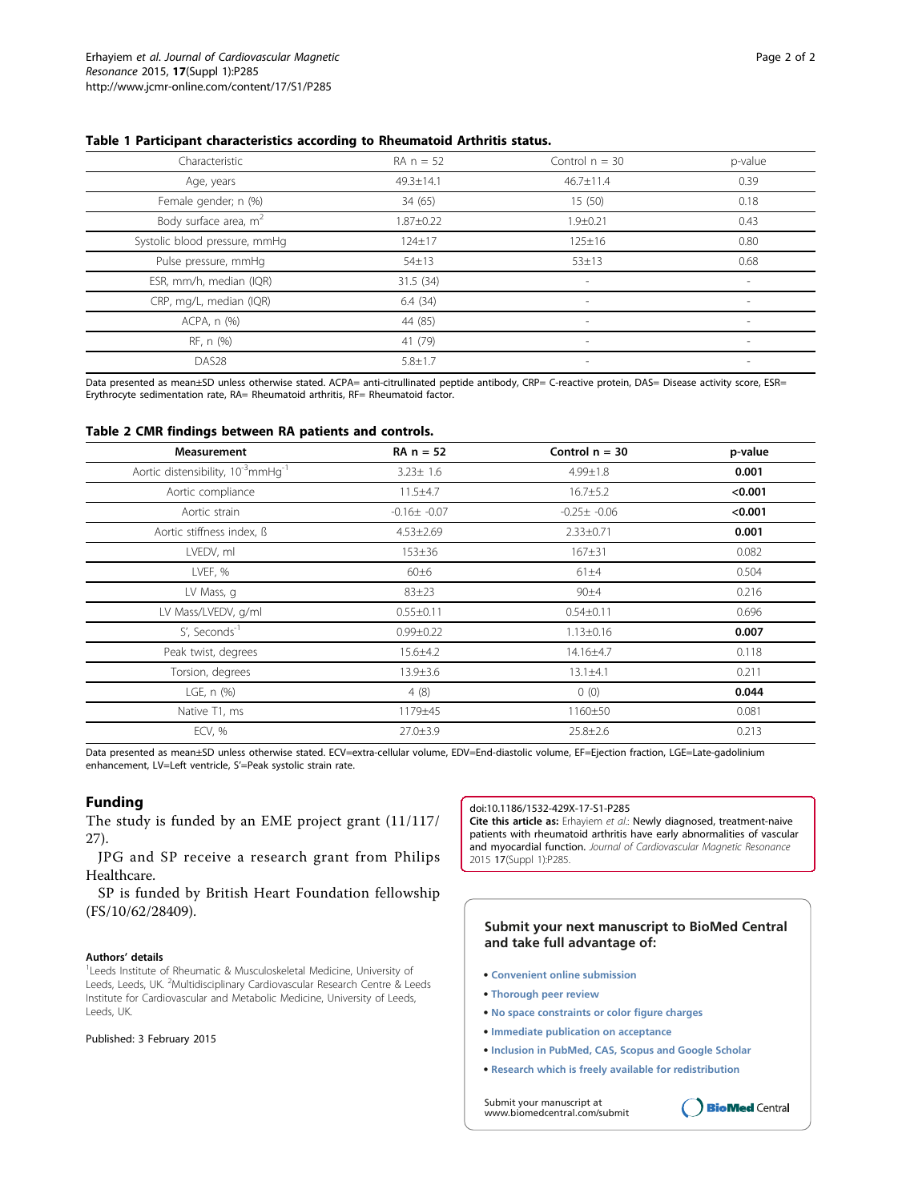**Table 1 Participant characteristics according to Rheumatoid Arthritis status.**

| Characteristic | RA n = 52 | Control n = 30 | p-value |
|---|---|---|---|
| Age, years | 49.3±14.1 | 46.7±11.4 | 0.39 |
| Female gender; n (%) | 34 (65) | 15 (50) | 0.18 |
| Body surface area, $m^2$ | 1.87±0.22 | 1.9±0.21 | 0.43 |
| Systolic blood pressure, mmHg | 124±17 | 125±16 | 0.80 |
| Pulse pressure, mmHg | 54±13 | 53±13 | 0.68 |
| ESR, mm/h, median (IQR) | 31.5 (34) | - | - |
| CRP, mg/L, median (IQR) | 6.4 (34) | - | - |
| ACPA, n (%) | 44 (85) | - | - |
| RF, n (%) | 41 (79) | - | - |
| DAS28 | 5.8±1.7 | - | - |

Data presented as mean±SD unless otherwise stated. ACPA= anti-citrullinated peptide antibody, CRP= C-reactive protein, DAS= Disease activity score, ESR= Erythrocyte sedimentation rate, RA= Rheumatoid arthritis, RF= Rheumatoid factor.

**Table 2 CMR findings between RA patients and controls.**

| Measurement | RA n = 52 | Control n = 30 | p-value |
|---|---|---|---|
| Aortic distensibility, $10^{-3}mmHg^{-1}$ | 3.23± 1.6 | 4.99±1.8 | **0.001** |
| Aortic compliance | 11.5±4.7 | 16.7±5.2 | **<0.001** |
| Aortic strain | -0.16± -0.07 | -0.25± -0.06 | **<0.001** |
| Aortic stiffness index, ß | 4.53±2.69 | 2.33±0.71 | **0.001** |
| LVEDV, ml | 153±36 | 167±31 | 0.082 |
| LVEF, % | 60±6 | 61±4 | 0.504 |
| LV Mass, g | 83±23 | 90±4 | 0.216 |
| LV Mass/LVEDV, g/ml | 0.55±0.11 | 0.54±0.11 | 0.696 |
| S', $Seconds^{-1}$ | 0.99±0.22 | 1.13±0.16 | **0.007** |
| Peak twist, degrees | 15.6±4.2 | 14.16±4.7 | 0.118 |
| Torsion, degrees | 13.9±3.6 | 13.1±4.1 | 0.211 |
| LGE, n (%) | 4 (8) | 0 (0) | **0.044** |
| Native T1, ms | 1179±45 | 1160±50 | 0.081 |
| ECV, % | 27.0±3.9 | 25.8±2.6 | 0.213 |

Data presented as mean±SD unless otherwise stated. ECV=extra-cellular volume, EDV=End-diastolic volume, EF=Ejection fraction, LGE=Late-gadolinium enhancement, LV=Left ventricle, S'=Peak systolic strain rate.

## Funding

The study is funded by an EME project grant (11/117/27).

JPG and SP receive a research grant from Philips Healthcare.

SP is funded by British Heart Foundation fellowship (FS/10/62/28409).

#### Authors' details

[1]Leeds Institute of Rheumatic & Musculoskeletal Medicine, University of Leeds, Leeds, UK. [2]Multidisciplinary Cardiovascular Research Centre & Leeds Institute for Cardiovascular and Metabolic Medicine, University of Leeds, Leeds, UK.

Published: 3 February 2015

doi:10.1186/1532-429X-17-S1-P285

**Cite this article as:** Erhayiem *et al.*: Newly diagnosed, treatment-naive patients with rheumatoid arthritis have early abnormalities of vascular and myocardial function. *Journal of Cardiovascular Magnetic Resonance* 2015 **17**(Suppl 1):P285.

**Submit your next manuscript to BioMed Central and take full advantage of:**

- Convenient online submission
- Thorough peer review
- No space constraints or color figure charges
- Immediate publication on acceptance
- Inclusion in PubMed, CAS, Scopus and Google Scholar
- Research which is freely available for redistribution

Submit your manuscript at
www.biomedcentral.com/submit

BioMed Central